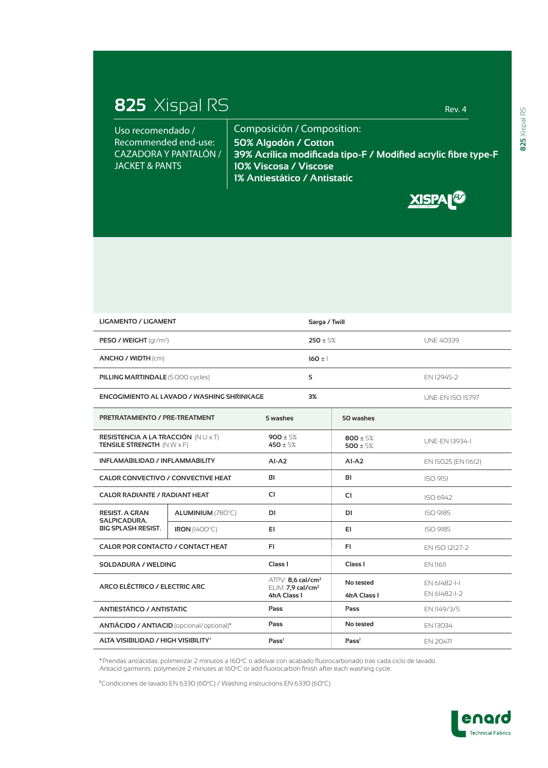# 825 Xispal RS

Rev. 4

Uso recomendado / Recommended end-use:
CAZADORA Y PANTALÓN / JACKET & PANTS

Composición / Composition:
**50% Algodón / Cotton**
**39% Acrílica modificada tipo-F / Modified acrylic fibre type-F**
**10% Viscosa / Viscose**
**1% Antiestático / Antistatic**

| | | | | |
|---|---|---|---|---|
| **LIGAMENTO / LIGAMENT** | | **Sarga / Twill** | | |
| **PESO / WEIGHT** (gr/m²) | | **250** ± 5% | | UNE 40339 |
| **ANCHO / WIDTH** (cm) | | **160** ± 1 | | |
| **PILLING MARTINDALE** (5.000 cycles) | | **5** | | EN 12945-2 |
| **ENCOGIMIENTO AL LAVADO / WASHING SHRINKAGE** | | **3%** | | UNE-EN ISO 15797 |

| | | | | |
|---|---|---|---|---|
| **PRETRATAMIENTO / PRE-TREATMENT** | | **5 washes** | **50 washes** | |
| **RESISTENCIA A LA TRACCIÓN** (N U x T) **TENSILE STRENGTH** (N W x F) | | **900** ± 5% **450** ± 5% | **800** ± 5% **500** ± 5% | UNE-EN 13934-1 |
| **INFLAMABILIDAD / INFLAMMABILITY** | | **A1-A2** | **A1-A2** | EN 15025 (EN 11612) |
| **CALOR CONVECTIVO / CONVECTIVE HEAT** | | **B1** | **B1** | ISO 9151 |
| **CALOR RADIANTE / RADIANT HEAT** | | **C1** | **C1** | ISO 6942 |
| **RESIST. A GRAN SALPICADURA. BIG SPLASH RESIST.** | **ALUMINIUM** (780°C) | **D1** | **D1** | ISO 9185 |
| | **IRON** (1400°C) | **E1** | **E1** | ISO 9185 |
| **CALOR POR CONTACTO / CONTACT HEAT** | | **F1** | **F1** | EN ISO 12127-2 |
| **SOLDADURA / WELDING** | | **Class 1** | **Class 1** | EN 11611 |
| **ARCO ELÉCTRICO / ELECTRIC ARC** | | ATPV: **8,6 cal/cm²** ELIM: **7,9 cal/cm²** **4kA Class 1** | **No tested** **4kA Class 1** | EN 61482-1-1 EN 61482-1-2 |
| **ANTIESTÁTICO / ANTISTATIC** | | **Pass** | **Pass** | EN 1149/3/5 |
| **ANTIÁCIDO / ANTIACID** (opcional/optional)* | | **Pass** | **No tested** | EN 13034 |
| **ALTA VISIBILIDAD / HIGH VISIBILITY**[1] | | **Pass**[1] | **Pass**[1] | EN 20471 |

*Prendas antiácidas: polimerizar 2 minutos a 160°C o aditivar con acabado fluorocarbonado tras cada ciclo de lavado.
Antacid garments: polymerize 2 minutes at 160°C or add fluorocarbon finish after each washing cycle.

[1]Condiciones de lavado EN 6330 (60°C) / Washing instructions EN 6330 (60°C)

Lenard Technical Fabrics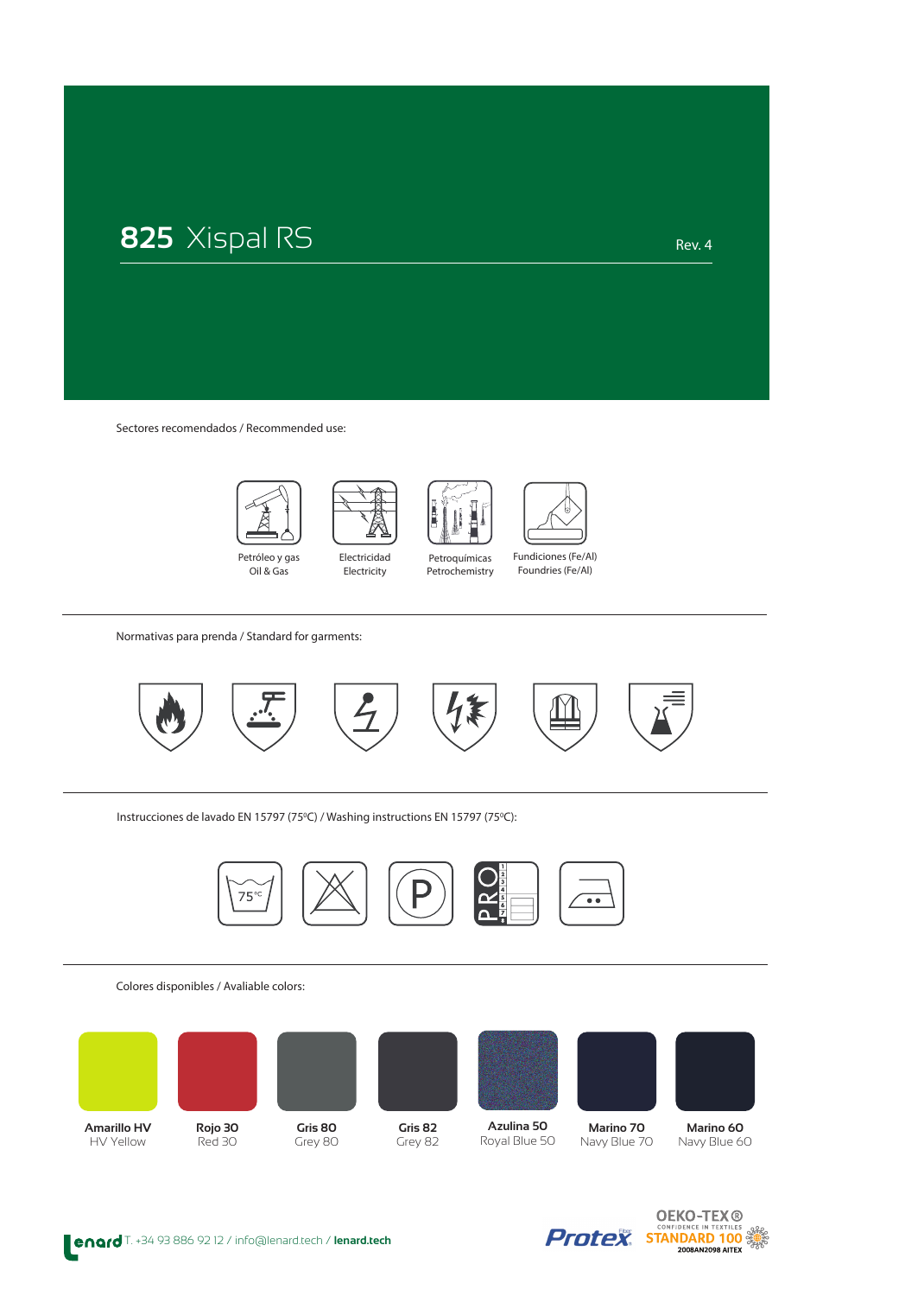# 825 Xispal RS

Rev. 4

Sectores recomendados / Recommended use:

Petróleo y gas
Oil & Gas

Electricidad
Electricity

Petroquímicas
Petrochemistry

Fundiciones (Fe/Al)
Foundries (Fe/Al)

Normativas para prenda / Standard for garments:

Instrucciones de lavado EN 15797 (75ºC) / Washing instructions EN 15797 (75ºC):

75 ºC

P

PRO 1 2 3 4 5 6 7 8

Colores disponibles / Avaliable colors:

**Amarillo HV**
HV Yellow

**Rojo 30**
Red 30

**Gris 80**
Grey 80

**Gris 82**
Grey 82

**Azulina 50**
Royal Blue 50

**Marino 70**
Navy Blue 70

**Marino 60**
Navy Blue 60

lenard T. +34 93 886 92 12 / info@lenard.tech / **lenard.tech**

Protex Fiber

OEKO-TEX® CONFIDENCE IN TEXTILES STANDARD 100 2008AN2098 AITEX